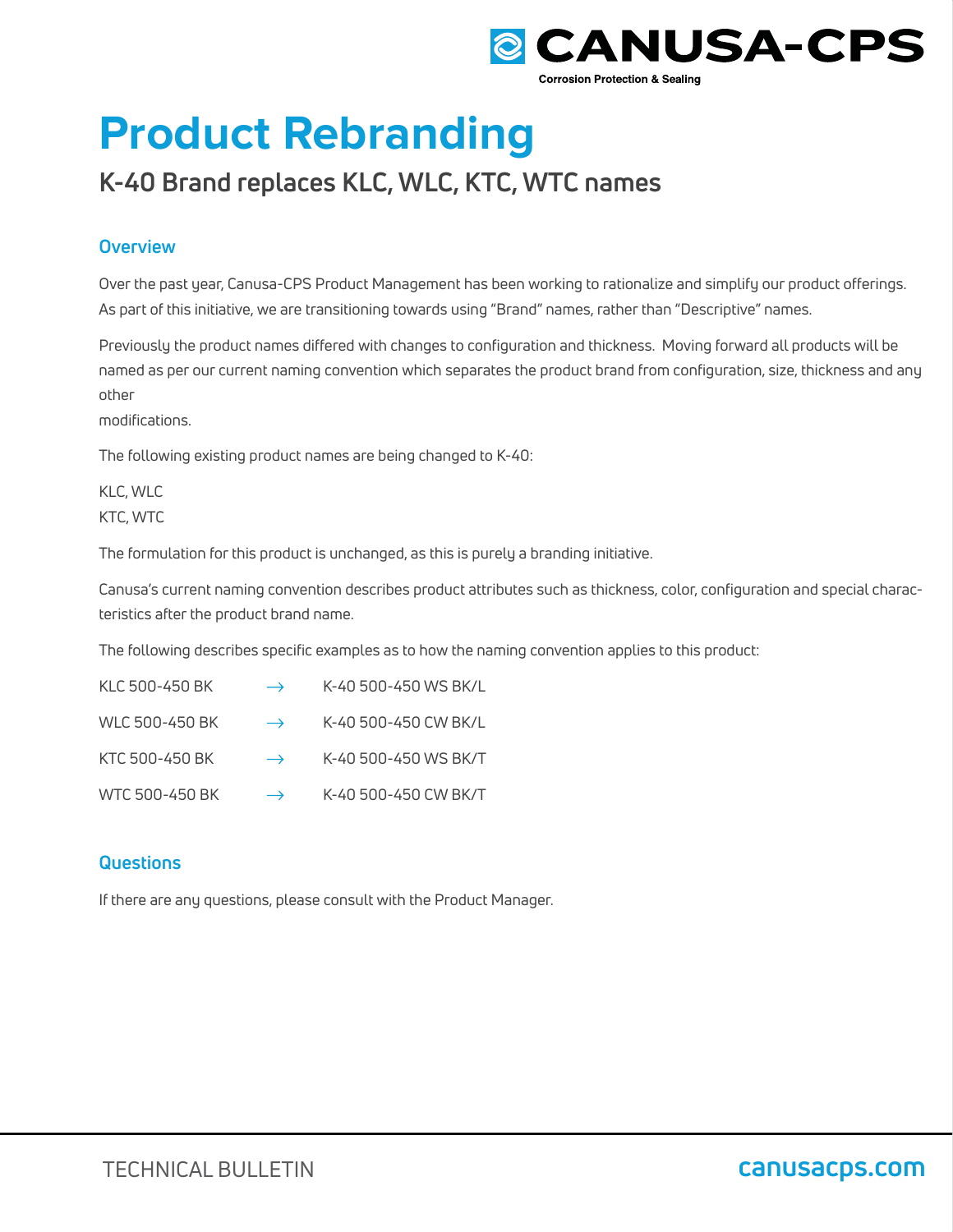# Product Rebranding

## K-40 Brand replaces KLC, WLC, KTC, WTC names

### Overview

Over the past year, Canusa-CPS Product Management has been working to rationalize and simplify our product offerings. As part of this initiative, we are transitioning towards using “Brand” names, rather than “Descriptive” names.

Previously the product names differed with changes to configuration and thickness. Moving forward all products will be named as per our current naming convention which separates the product brand from configuration, size, thickness and any other modifications.

The following existing product names are being changed to K-40:

KLC, WLC
KTC, WTC

The formulation for this product is unchanged, as this is purely a branding initiative.

Canusa’s current naming convention describes product attributes such as thickness, color, configuration and special characteristics after the product brand name.

The following describes specific examples as to how the naming convention applies to this product:

| | | |
|---|---|---|
| KLC 500-450 BK | → | K-40 500-450 WS BK/L |
| WLC 500-450 BK | → | K-40 500-450 CW BK/L |
| KTC 500-450 BK | → | K-40 500-450 WS BK/T |
| WTC 500-450 BK | → | K-40 500-450 CW BK/T |

### Questions

If there are any questions, please consult with the Product Manager.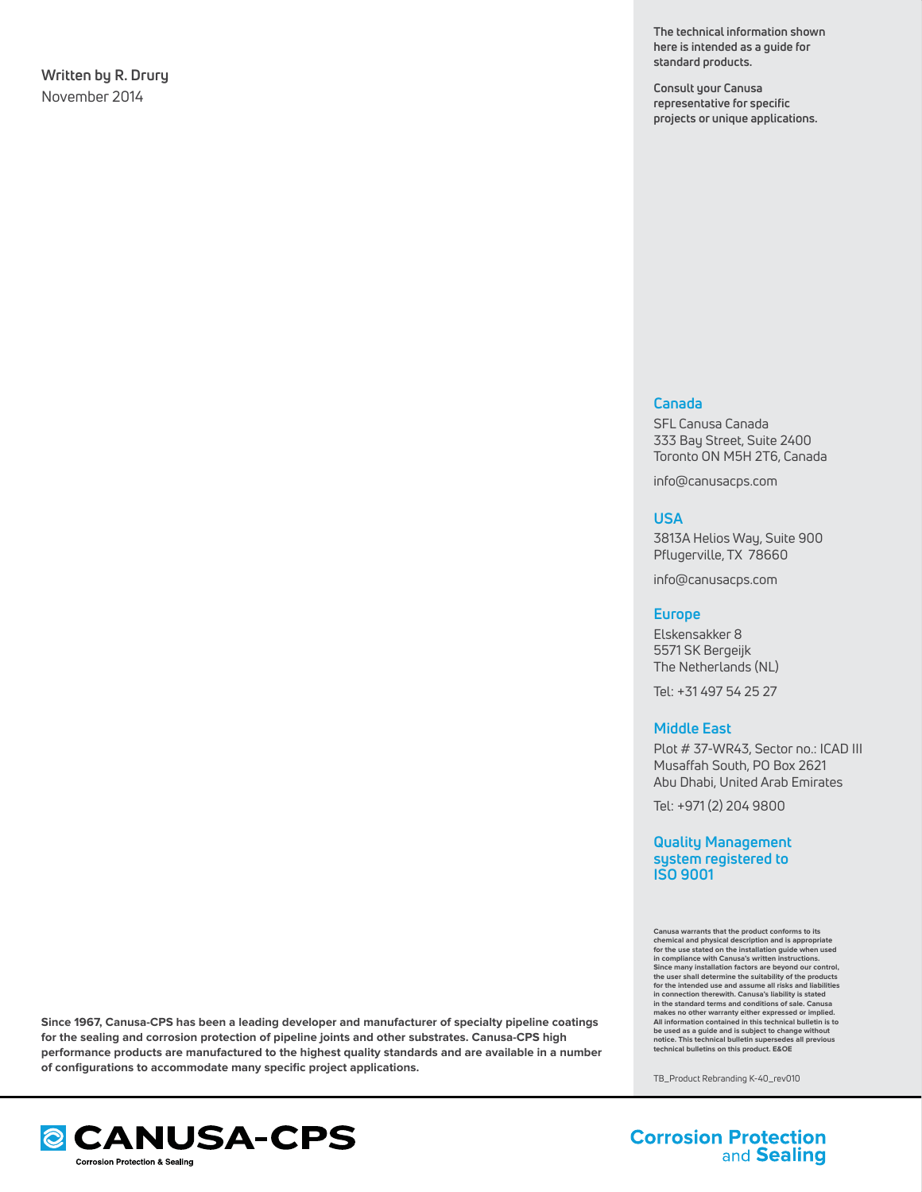**Written by R. Drury**
November 2014

**The technical information shown here is intended as a guide for standard products.**

**Consult your Canusa representative for specific projects or unique applications.**

## Canada

SFL Canusa Canada
333 Bay Street, Suite 2400
Toronto ON M5H 2T6, Canada

info@canusacps.com

## USA

3813A Helios Way, Suite 900
Pflugerville, TX 78660

info@canusacps.com

## Europe

Elskensakker 8
5571 SK Bergeijk
The Netherlands (NL)

Tel: +31 497 54 25 27

## Middle East

Plot # 37-WR43, Sector no.: ICAD III
Musaffah South, PO Box 2621
Abu Dhabi, United Arab Emirates

Tel: +971 (2) 204 9800

## Quality Management system registered to ISO 9001

**Canusa warrants that the product conforms to its chemical and physical description and is appropriate for the use stated on the installation guide when used in compliance with Canusa's written instructions. Since many installation factors are beyond our control, the user shall determine the suitability of the products for the intended use and assume all risks and liabilities in connection therewith. Canusa's liability is stated in the standard terms and conditions of sale. Canusa makes no other warranty either expressed or implied. All information contained in this technical bulletin is to be used as a guide and is subject to change without notice. This technical bulletin supersedes all previous technical bulletins on this product. E&OE**

TB_Product Rebranding K-40_rev010

**Since 1967, Canusa-CPS has been a leading developer and manufacturer of specialty pipeline coatings for the sealing and corrosion protection of pipeline joints and other substrates. Canusa-CPS high performance products are manufactured to the highest quality standards and are available in a number of configurations to accommodate many specific project applications.**

**CANUSA-CPS**
Corrosion Protection & Sealing

**Corrosion Protection and Sealing**